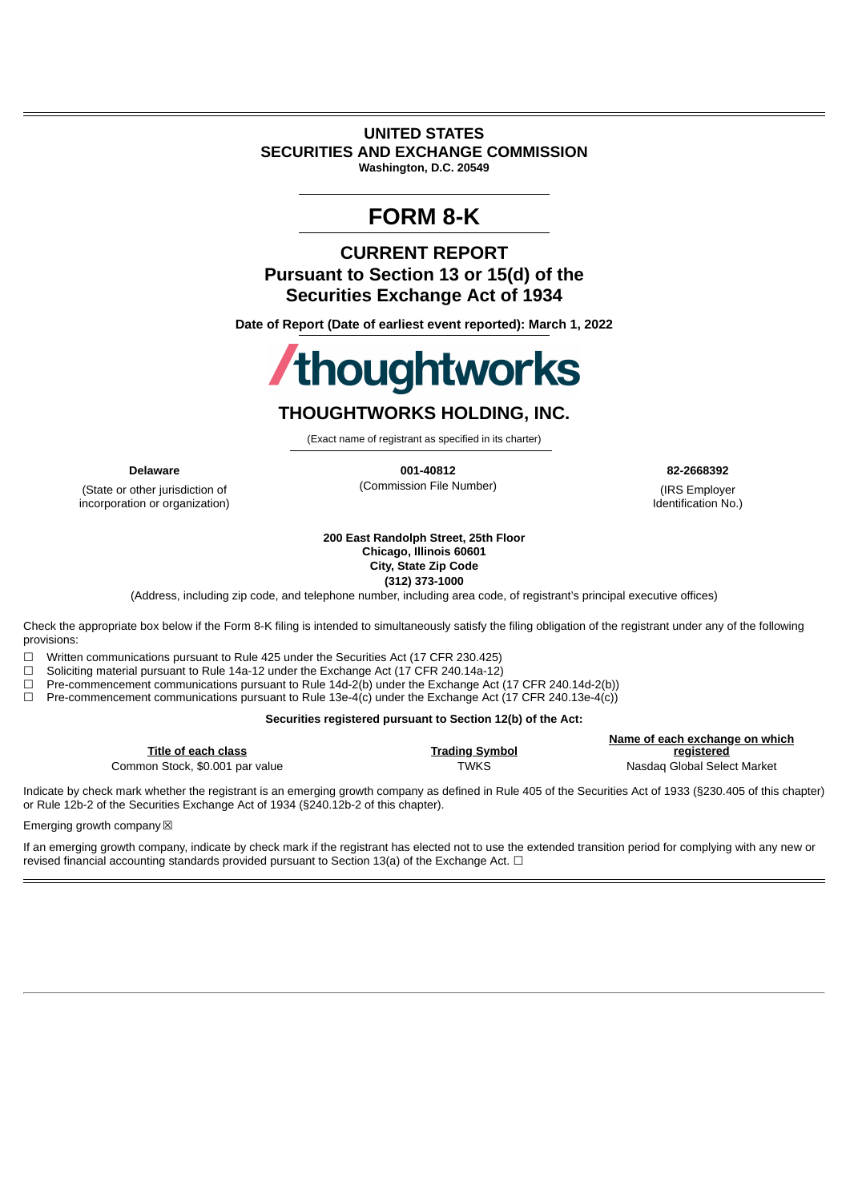# UNITED STATES
# SECURITIES AND EXCHANGE COMMISSION

**Washington, D.C. 20549**

# FORM 8-K

## CURRENT REPORT
## Pursuant to Section 13 or 15(d) of the Securities Exchange Act of 1934

**Date of Report (Date of earliest event reported): March 1, 2022**

/thoughtworks

## THOUGHTWORKS HOLDING, INC.

(Exact name of registrant as specified in its charter)

| **Delaware** | **001-40812** | **82-2668392** |
|---|---|---|
| (State or other jurisdiction of incorporation or organization) | (Commission File Number) | (IRS Employer Identification No.) |

**200 East Randolph Street, 25th Floor**
**Chicago, Illinois 60601**
**City, State Zip Code**
**(312) 373-1000**

(Address, including zip code, and telephone number, including area code, of registrant's principal executive offices)

Check the appropriate box below if the Form 8-K filing is intended to simultaneously satisfy the filing obligation of the registrant under any of the following provisions:

☐ Written communications pursuant to Rule 425 under the Securities Act (17 CFR 230.425)
☐ Soliciting material pursuant to Rule 14a-12 under the Exchange Act (17 CFR 240.14a-12)
☐ Pre-commencement communications pursuant to Rule 14d-2(b) under the Exchange Act (17 CFR 240.14d-2(b))
☐ Pre-commencement communications pursuant to Rule 13e-4(c) under the Exchange Act (17 CFR 240.13e-4(c))

**Securities registered pursuant to Section 12(b) of the Act:**

| Title of each class | Trading Symbol | Name of each exchange on which registered |
|---|---|---|
| Common Stock, $0.001 par value | TWKS | Nasdaq Global Select Market |

Indicate by check mark whether the registrant is an emerging growth company as defined in Rule 405 of the Securities Act of 1933 (§230.405 of this chapter) or Rule 12b-2 of the Securities Exchange Act of 1934 (§240.12b-2 of this chapter).

Emerging growth company ☒

If an emerging growth company, indicate by check mark if the registrant has elected not to use the extended transition period for complying with any new or revised financial accounting standards provided pursuant to Section 13(a) of the Exchange Act. ☐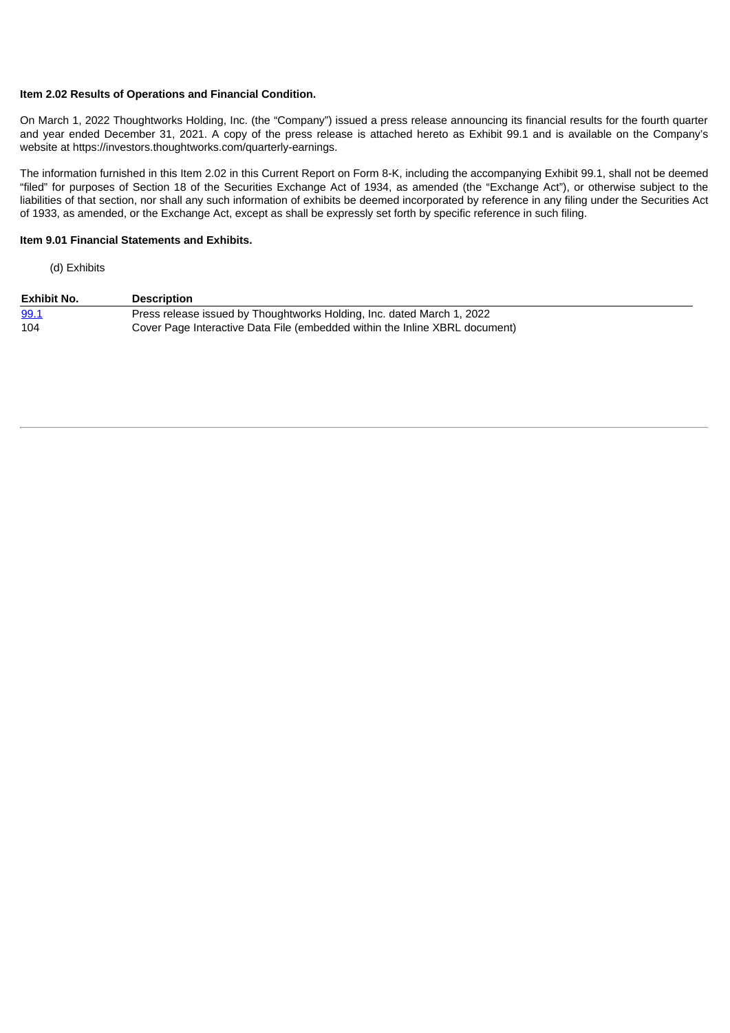**Item 2.02 Results of Operations and Financial Condition.**

On March 1, 2022 Thoughtworks Holding, Inc. (the "Company") issued a press release announcing its financial results for the fourth quarter and year ended December 31, 2021. A copy of the press release is attached hereto as Exhibit 99.1 and is available on the Company's website at https://investors.thoughtworks.com/quarterly-earnings.

The information furnished in this Item 2.02 in this Current Report on Form 8-K, including the accompanying Exhibit 99.1, shall not be deemed "filed" for purposes of Section 18 of the Securities Exchange Act of 1934, as amended (the "Exchange Act"), or otherwise subject to the liabilities of that section, nor shall any such information of exhibits be deemed incorporated by reference in any filing under the Securities Act of 1933, as amended, or the Exchange Act, except as shall be expressly set forth by specific reference in such filing.

**Item 9.01 Financial Statements and Exhibits.**

(d) Exhibits

| Exhibit No. | Description |
|---|---|
| 99.1 | Press release issued by Thoughtworks Holding, Inc. dated March 1, 2022 |
| 104 | Cover Page Interactive Data File (embedded within the Inline XBRL document) |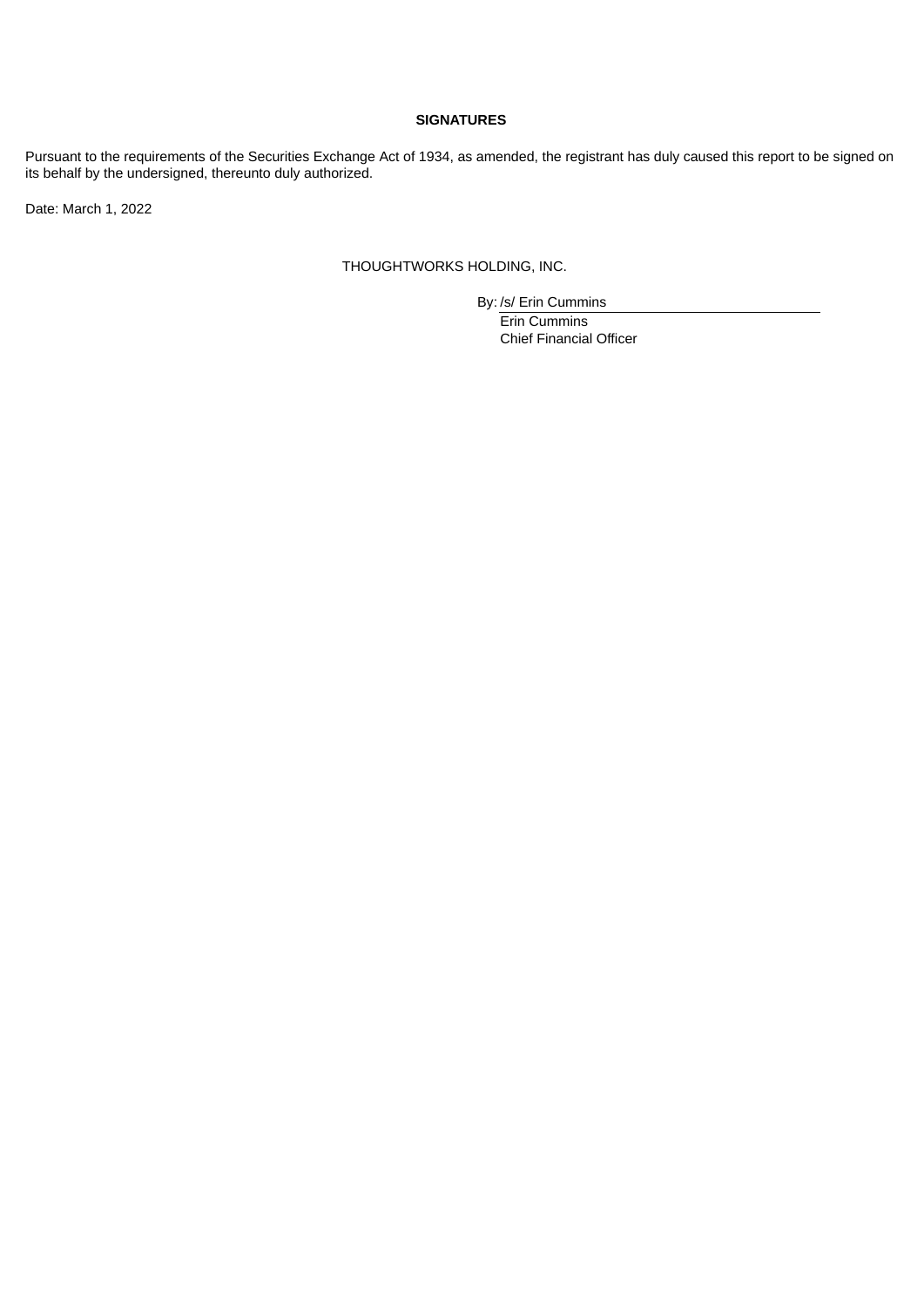**SIGNATURES**

Pursuant to the requirements of the Securities Exchange Act of 1934, as amended, the registrant has duly caused this report to be signed on its behalf by the undersigned, thereunto duly authorized.

Date: March 1, 2022

THOUGHTWORKS HOLDING, INC.

By: /s/ Erin Cummins
Erin Cummins
Chief Financial Officer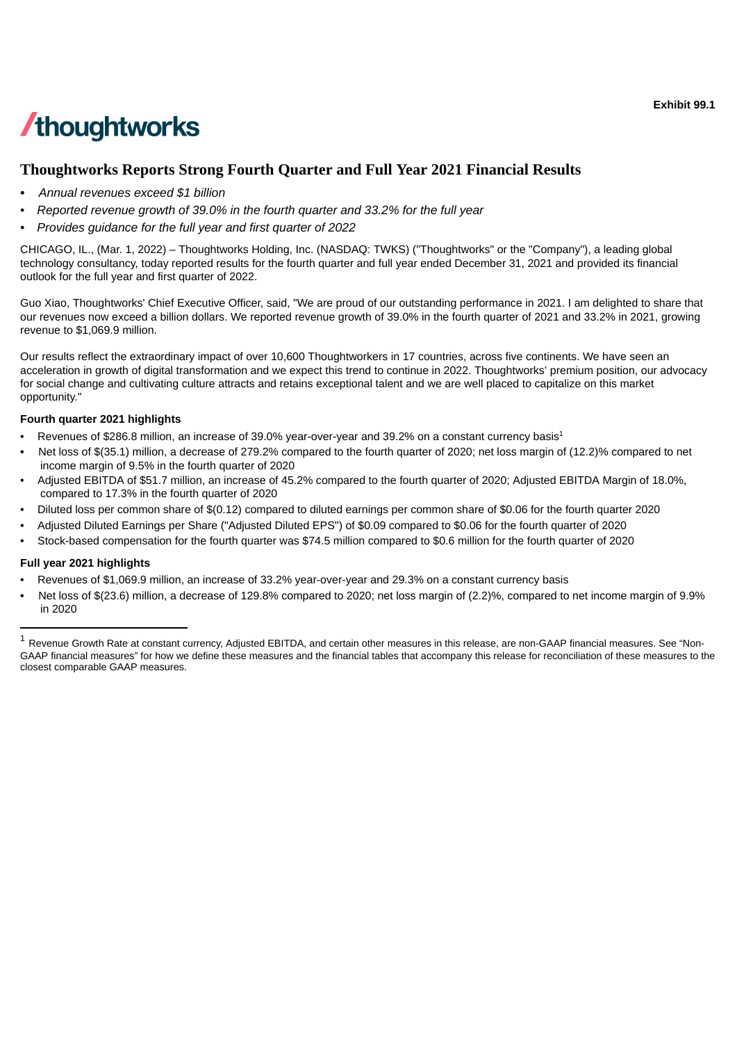Exhibit 99.1

/thoughtworks

# Thoughtworks Reports Strong Fourth Quarter and Full Year 2021 Financial Results

- *Annual revenues exceed $1 billion*
- *Reported revenue growth of 39.0% in the fourth quarter and 33.2% for the full year*
- *Provides guidance for the full year and first quarter of 2022*

CHICAGO, IL., (Mar. 1, 2022) – Thoughtworks Holding, Inc. (NASDAQ: TWKS) ("Thoughtworks" or the "Company"), a leading global technology consultancy, today reported results for the fourth quarter and full year ended December 31, 2021 and provided its financial outlook for the full year and first quarter of 2022.

Guo Xiao, Thoughtworks' Chief Executive Officer, said, "We are proud of our outstanding performance in 2021. I am delighted to share that our revenues now exceed a billion dollars. We reported revenue growth of 39.0% in the fourth quarter of 2021 and 33.2% in 2021, growing revenue to $1,069.9 million.

Our results reflect the extraordinary impact of over 10,600 Thoughtworkers in 17 countries, across five continents. We have seen an acceleration in growth of digital transformation and we expect this trend to continue in 2022. Thoughtworks' premium position, our advocacy for social change and cultivating culture attracts and retains exceptional talent and we are well placed to capitalize on this market opportunity."

**Fourth quarter 2021 highlights**

- Revenues of $286.8 million, an increase of 39.0% year-over-year and 39.2% on a constant currency basis[1]
- Net loss of $(35.1) million, a decrease of 279.2% compared to the fourth quarter of 2020; net loss margin of (12.2)% compared to net income margin of 9.5% in the fourth quarter of 2020
- Adjusted EBITDA of $51.7 million, an increase of 45.2% compared to the fourth quarter of 2020; Adjusted EBITDA Margin of 18.0%, compared to 17.3% in the fourth quarter of 2020
- Diluted loss per common share of $(0.12) compared to diluted earnings per common share of $0.06 for the fourth quarter 2020
- Adjusted Diluted Earnings per Share ("Adjusted Diluted EPS") of $0.09 compared to $0.06 for the fourth quarter of 2020
- Stock-based compensation for the fourth quarter was $74.5 million compared to $0.6 million for the fourth quarter of 2020

**Full year 2021 highlights**

- Revenues of $1,069.9 million, an increase of 33.2% year-over-year and 29.3% on a constant currency basis
- Net loss of $(23.6) million, a decrease of 129.8% compared to 2020; net loss margin of (2.2)%, compared to net income margin of 9.9% in 2020

---

[1] Revenue Growth Rate at constant currency, Adjusted EBITDA, and certain other measures in this release, are non-GAAP financial measures. See "Non-GAAP financial measures" for how we define these measures and the financial tables that accompany this release for reconciliation of these measures to the closest comparable GAAP measures.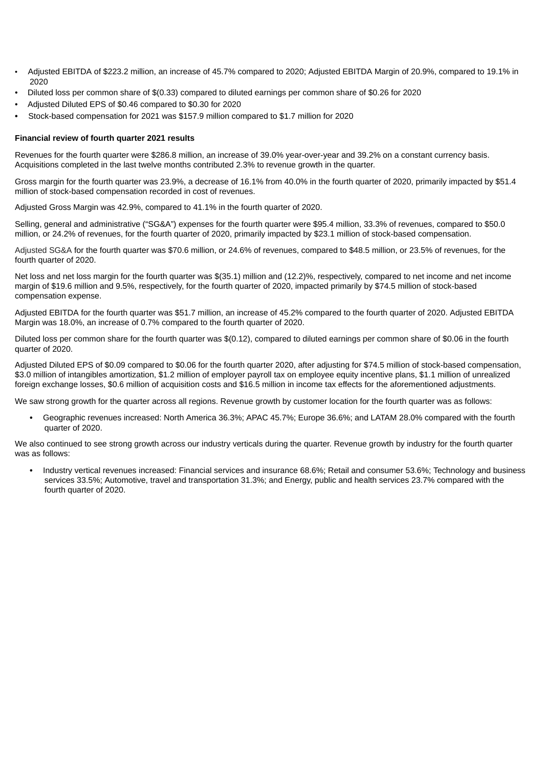- Adjusted EBITDA of $223.2 million, an increase of 45.7% compared to 2020; Adjusted EBITDA Margin of 20.9%, compared to 19.1% in 2020
- Diluted loss per common share of $(0.33) compared to diluted earnings per common share of $0.26 for 2020
- Adjusted Diluted EPS of $0.46 compared to $0.30 for 2020
- Stock-based compensation for 2021 was $157.9 million compared to $1.7 million for 2020

**Financial review of fourth quarter 2021 results**

Revenues for the fourth quarter were $286.8 million, an increase of 39.0% year-over-year and 39.2% on a constant currency basis. Acquisitions completed in the last twelve months contributed 2.3% to revenue growth in the quarter.

Gross margin for the fourth quarter was 23.9%, a decrease of 16.1% from 40.0% in the fourth quarter of 2020, primarily impacted by $51.4 million of stock-based compensation recorded in cost of revenues.

Adjusted Gross Margin was 42.9%, compared to 41.1% in the fourth quarter of 2020.

Selling, general and administrative ("SG&A") expenses for the fourth quarter were $95.4 million, 33.3% of revenues, compared to $50.0 million, or 24.2% of revenues, for the fourth quarter of 2020, primarily impacted by $23.1 million of stock-based compensation.

Adjusted SG&A for the fourth quarter was $70.6 million, or 24.6% of revenues, compared to $48.5 million, or 23.5% of revenues, for the fourth quarter of 2020.

Net loss and net loss margin for the fourth quarter was $(35.1) million and (12.2)%, respectively, compared to net income and net income margin of $19.6 million and 9.5%, respectively, for the fourth quarter of 2020, impacted primarily by $74.5 million of stock-based compensation expense.

Adjusted EBITDA for the fourth quarter was $51.7 million, an increase of 45.2% compared to the fourth quarter of 2020. Adjusted EBITDA Margin was 18.0%, an increase of 0.7% compared to the fourth quarter of 2020.

Diluted loss per common share for the fourth quarter was $(0.12), compared to diluted earnings per common share of $0.06 in the fourth quarter of 2020.

Adjusted Diluted EPS of $0.09 compared to $0.06 for the fourth quarter 2020, after adjusting for $74.5 million of stock-based compensation, $3.0 million of intangibles amortization, $1.2 million of employer payroll tax on employee equity incentive plans, $1.1 million of unrealized foreign exchange losses, $0.6 million of acquisition costs and $16.5 million in income tax effects for the aforementioned adjustments.

We saw strong growth for the quarter across all regions. Revenue growth by customer location for the fourth quarter was as follows:

- Geographic revenues increased: North America 36.3%; APAC 45.7%; Europe 36.6%; and LATAM 28.0% compared with the fourth quarter of 2020.

We also continued to see strong growth across our industry verticals during the quarter. Revenue growth by industry for the fourth quarter was as follows:

- Industry vertical revenues increased: Financial services and insurance 68.6%; Retail and consumer 53.6%; Technology and business services 33.5%; Automotive, travel and transportation 31.3%; and Energy, public and health services 23.7% compared with the fourth quarter of 2020.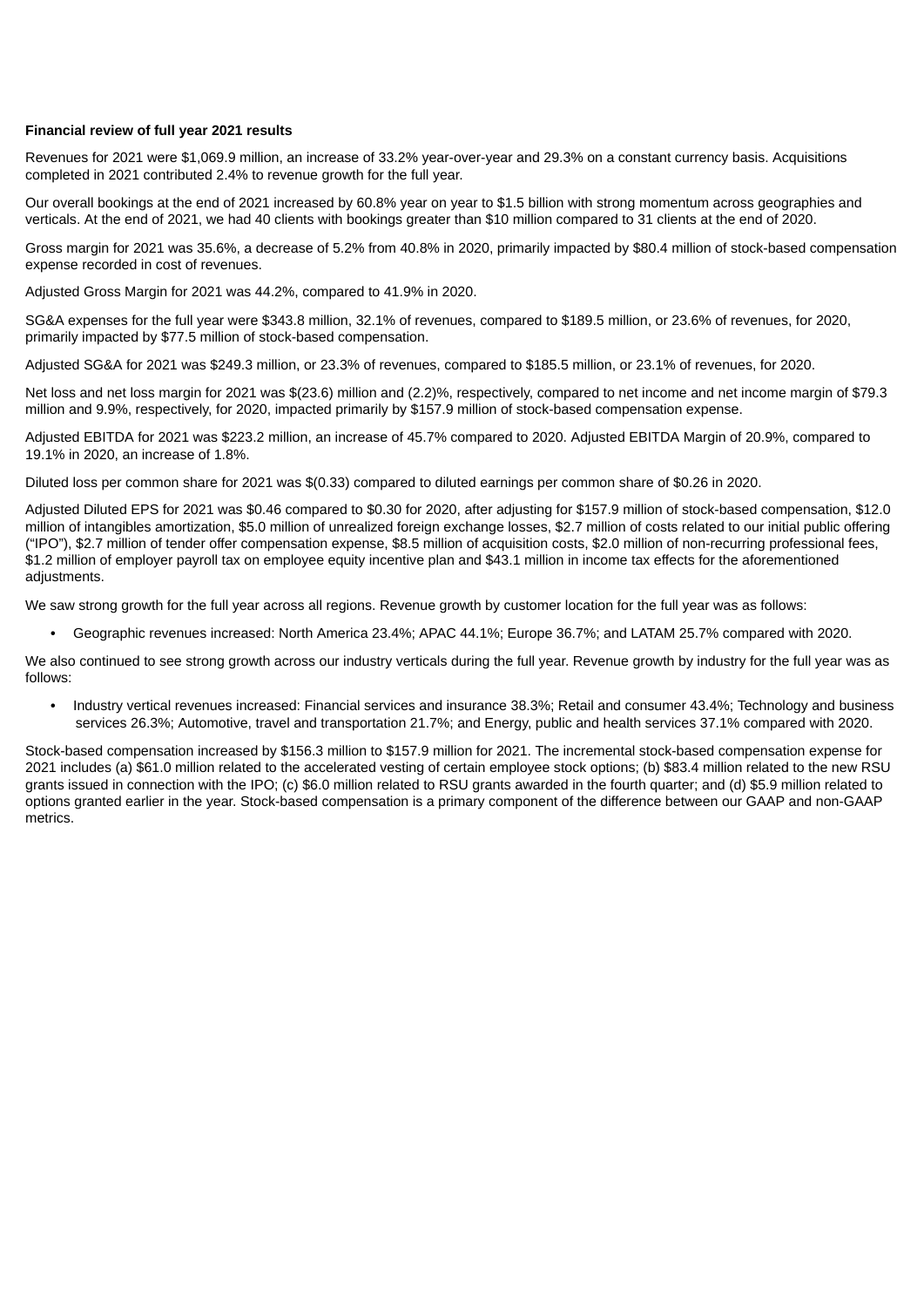**Financial review of full year 2021 results**

Revenues for 2021 were $1,069.9 million, an increase of 33.2% year-over-year and 29.3% on a constant currency basis. Acquisitions completed in 2021 contributed 2.4% to revenue growth for the full year.

Our overall bookings at the end of 2021 increased by 60.8% year on year to $1.5 billion with strong momentum across geographies and verticals. At the end of 2021, we had 40 clients with bookings greater than $10 million compared to 31 clients at the end of 2020.

Gross margin for 2021 was 35.6%, a decrease of 5.2% from 40.8% in 2020, primarily impacted by $80.4 million of stock-based compensation expense recorded in cost of revenues.

Adjusted Gross Margin for 2021 was 44.2%, compared to 41.9% in 2020.

SG&A expenses for the full year were $343.8 million, 32.1% of revenues, compared to $189.5 million, or 23.6% of revenues, for 2020, primarily impacted by $77.5 million of stock-based compensation.

Adjusted SG&A for 2021 was $249.3 million, or 23.3% of revenues, compared to $185.5 million, or 23.1% of revenues, for 2020.

Net loss and net loss margin for 2021 was $(23.6) million and (2.2)%, respectively, compared to net income and net income margin of $79.3 million and 9.9%, respectively, for 2020, impacted primarily by $157.9 million of stock-based compensation expense.

Adjusted EBITDA for 2021 was $223.2 million, an increase of 45.7% compared to 2020. Adjusted EBITDA Margin of 20.9%, compared to 19.1% in 2020, an increase of 1.8%.

Diluted loss per common share for 2021 was $(0.33) compared to diluted earnings per common share of $0.26 in 2020.

Adjusted Diluted EPS for 2021 was $0.46 compared to $0.30 for 2020, after adjusting for $157.9 million of stock-based compensation, $12.0 million of intangibles amortization, $5.0 million of unrealized foreign exchange losses, $2.7 million of costs related to our initial public offering ("IPO"), $2.7 million of tender offer compensation expense, $8.5 million of acquisition costs, $2.0 million of non-recurring professional fees, $1.2 million of employer payroll tax on employee equity incentive plan and $43.1 million in income tax effects for the aforementioned adjustments.

We saw strong growth for the full year across all regions. Revenue growth by customer location for the full year was as follows:

- Geographic revenues increased: North America 23.4%; APAC 44.1%; Europe 36.7%; and LATAM 25.7% compared with 2020.

We also continued to see strong growth across our industry verticals during the full year. Revenue growth by industry for the full year was as follows:

- Industry vertical revenues increased: Financial services and insurance 38.3%; Retail and consumer 43.4%; Technology and business services 26.3%; Automotive, travel and transportation 21.7%; and Energy, public and health services 37.1% compared with 2020.

Stock-based compensation increased by $156.3 million to $157.9 million for 2021. The incremental stock-based compensation expense for 2021 includes (a) $61.0 million related to the accelerated vesting of certain employee stock options; (b) $83.4 million related to the new RSU grants issued in connection with the IPO; (c) $6.0 million related to RSU grants awarded in the fourth quarter; and (d) $5.9 million related to options granted earlier in the year. Stock-based compensation is a primary component of the difference between our GAAP and non-GAAP metrics.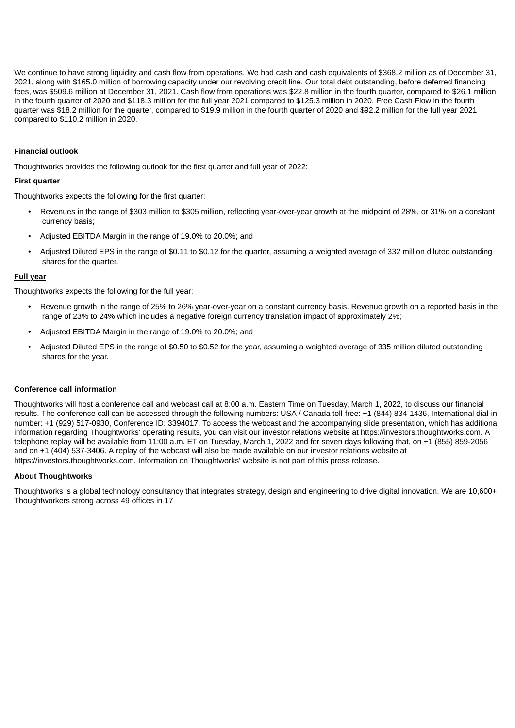We continue to have strong liquidity and cash flow from operations. We had cash and cash equivalents of $368.2 million as of December 31, 2021, along with $165.0 million of borrowing capacity under our revolving credit line. Our total debt outstanding, before deferred financing fees, was $509.6 million at December 31, 2021. Cash flow from operations was $22.8 million in the fourth quarter, compared to $26.1 million in the fourth quarter of 2020 and $118.3 million for the full year 2021 compared to $125.3 million in 2020. Free Cash Flow in the fourth quarter was $18.2 million for the quarter, compared to $19.9 million in the fourth quarter of 2020 and $92.2 million for the full year 2021 compared to $110.2 million in 2020.

**Financial outlook**

Thoughtworks provides the following outlook for the first quarter and full year of 2022:

**First quarter**

Thoughtworks expects the following for the first quarter:

- Revenues in the range of $303 million to $305 million, reflecting year-over-year growth at the midpoint of 28%, or 31% on a constant currency basis;
- Adjusted EBITDA Margin in the range of 19.0% to 20.0%; and
- Adjusted Diluted EPS in the range of $0.11 to $0.12 for the quarter, assuming a weighted average of 332 million diluted outstanding shares for the quarter.

**Full year**

Thoughtworks expects the following for the full year:

- Revenue growth in the range of 25% to 26% year-over-year on a constant currency basis. Revenue growth on a reported basis in the range of 23% to 24% which includes a negative foreign currency translation impact of approximately 2%;
- Adjusted EBITDA Margin in the range of 19.0% to 20.0%; and
- Adjusted Diluted EPS in the range of $0.50 to $0.52 for the year, assuming a weighted average of 335 million diluted outstanding shares for the year.

**Conference call information**

Thoughtworks will host a conference call and webcast call at 8:00 a.m. Eastern Time on Tuesday, March 1, 2022, to discuss our financial results. The conference call can be accessed through the following numbers: USA / Canada toll-free: +1 (844) 834-1436, International dial-in number: +1 (929) 517-0930, Conference ID: 3394017. To access the webcast and the accompanying slide presentation, which has additional information regarding Thoughtworks' operating results, you can visit our investor relations website at https://investors.thoughtworks.com. A telephone replay will be available from 11:00 a.m. ET on Tuesday, March 1, 2022 and for seven days following that, on +1 (855) 859-2056 and on +1 (404) 537-3406. A replay of the webcast will also be made available on our investor relations website at https://investors.thoughtworks.com. Information on Thoughtworks' website is not part of this press release.

**About Thoughtworks**

Thoughtworks is a global technology consultancy that integrates strategy, design and engineering to drive digital innovation. We are 10,600+ Thoughtworkers strong across 49 offices in 17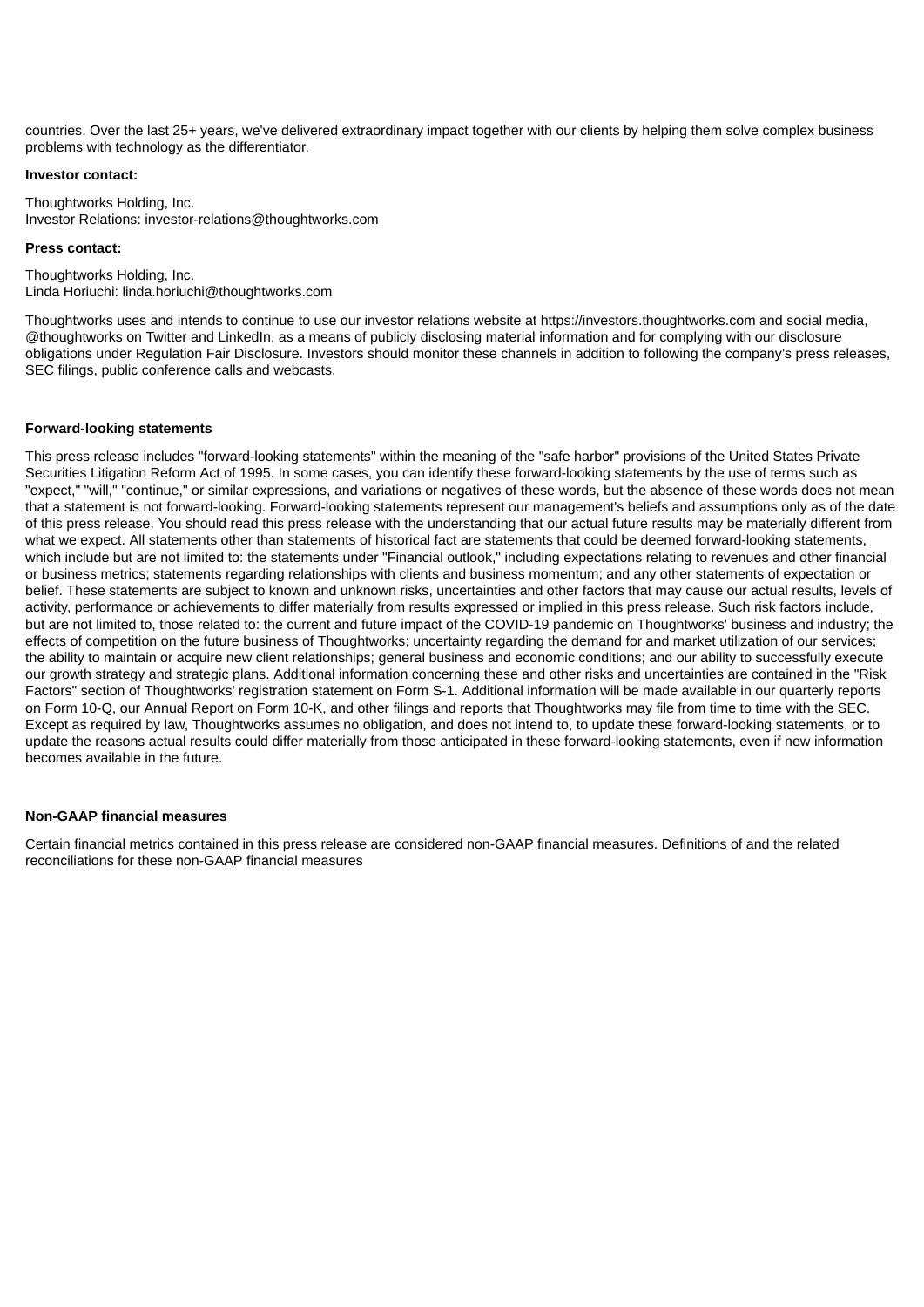countries. Over the last 25+ years, we've delivered extraordinary impact together with our clients by helping them solve complex business problems with technology as the differentiator.

**Investor contact:**

Thoughtworks Holding, Inc.
Investor Relations: investor-relations@thoughtworks.com

**Press contact:**

Thoughtworks Holding, Inc.
Linda Horiuchi: linda.horiuchi@thoughtworks.com

Thoughtworks uses and intends to continue to use our investor relations website at https://investors.thoughtworks.com and social media, @thoughtworks on Twitter and LinkedIn, as a means of publicly disclosing material information and for complying with our disclosure obligations under Regulation Fair Disclosure. Investors should monitor these channels in addition to following the company's press releases, SEC filings, public conference calls and webcasts.

**Forward-looking statements**

This press release includes "forward-looking statements" within the meaning of the "safe harbor" provisions of the United States Private Securities Litigation Reform Act of 1995. In some cases, you can identify these forward-looking statements by the use of terms such as "expect," "will," "continue," or similar expressions, and variations or negatives of these words, but the absence of these words does not mean that a statement is not forward-looking. Forward-looking statements represent our management's beliefs and assumptions only as of the date of this press release. You should read this press release with the understanding that our actual future results may be materially different from what we expect. All statements other than statements of historical fact are statements that could be deemed forward-looking statements, which include but are not limited to: the statements under "Financial outlook," including expectations relating to revenues and other financial or business metrics; statements regarding relationships with clients and business momentum; and any other statements of expectation or belief. These statements are subject to known and unknown risks, uncertainties and other factors that may cause our actual results, levels of activity, performance or achievements to differ materially from results expressed or implied in this press release. Such risk factors include, but are not limited to, those related to: the current and future impact of the COVID-19 pandemic on Thoughtworks' business and industry; the effects of competition on the future business of Thoughtworks; uncertainty regarding the demand for and market utilization of our services; the ability to maintain or acquire new client relationships; general business and economic conditions; and our ability to successfully execute our growth strategy and strategic plans. Additional information concerning these and other risks and uncertainties are contained in the "Risk Factors" section of Thoughtworks' registration statement on Form S-1. Additional information will be made available in our quarterly reports on Form 10-Q, our Annual Report on Form 10-K, and other filings and reports that Thoughtworks may file from time to time with the SEC. Except as required by law, Thoughtworks assumes no obligation, and does not intend to, to update these forward-looking statements, or to update the reasons actual results could differ materially from those anticipated in these forward-looking statements, even if new information becomes available in the future.

**Non-GAAP financial measures**

Certain financial metrics contained in this press release are considered non-GAAP financial measures. Definitions of and the related reconciliations for these non-GAAP financial measures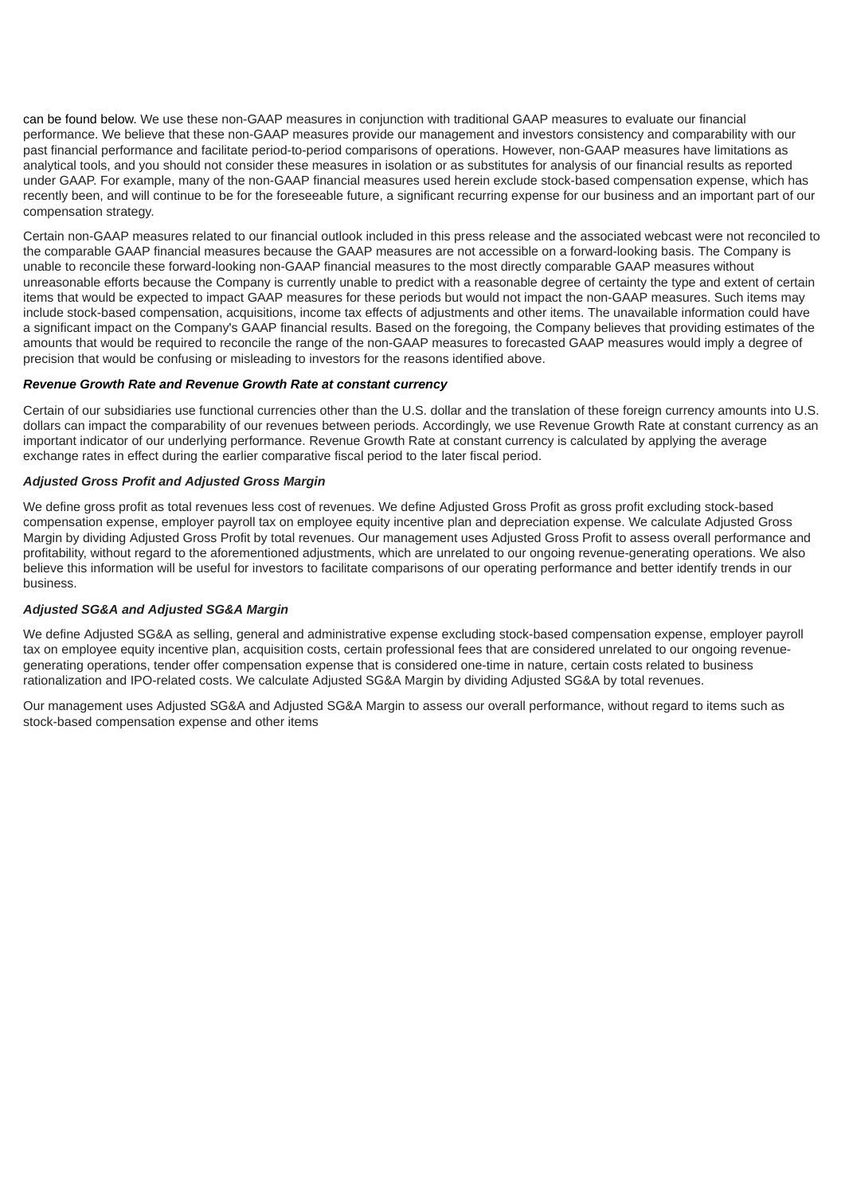can be found below. We use these non-GAAP measures in conjunction with traditional GAAP measures to evaluate our financial performance. We believe that these non-GAAP measures provide our management and investors consistency and comparability with our past financial performance and facilitate period-to-period comparisons of operations. However, non-GAAP measures have limitations as analytical tools, and you should not consider these measures in isolation or as substitutes for analysis of our financial results as reported under GAAP. For example, many of the non-GAAP financial measures used herein exclude stock-based compensation expense, which has recently been, and will continue to be for the foreseeable future, a significant recurring expense for our business and an important part of our compensation strategy.

Certain non-GAAP measures related to our financial outlook included in this press release and the associated webcast were not reconciled to the comparable GAAP financial measures because the GAAP measures are not accessible on a forward-looking basis. The Company is unable to reconcile these forward-looking non-GAAP financial measures to the most directly comparable GAAP measures without unreasonable efforts because the Company is currently unable to predict with a reasonable degree of certainty the type and extent of certain items that would be expected to impact GAAP measures for these periods but would not impact the non-GAAP measures. Such items may include stock-based compensation, acquisitions, income tax effects of adjustments and other items. The unavailable information could have a significant impact on the Company's GAAP financial results. Based on the foregoing, the Company believes that providing estimates of the amounts that would be required to reconcile the range of the non-GAAP measures to forecasted GAAP measures would imply a degree of precision that would be confusing or misleading to investors for the reasons identified above.

***Revenue Growth Rate and Revenue Growth Rate at constant currency***

Certain of our subsidiaries use functional currencies other than the U.S. dollar and the translation of these foreign currency amounts into U.S. dollars can impact the comparability of our revenues between periods. Accordingly, we use Revenue Growth Rate at constant currency as an important indicator of our underlying performance. Revenue Growth Rate at constant currency is calculated by applying the average exchange rates in effect during the earlier comparative fiscal period to the later fiscal period.

***Adjusted Gross Profit and Adjusted Gross Margin***

We define gross profit as total revenues less cost of revenues. We define Adjusted Gross Profit as gross profit excluding stock-based compensation expense, employer payroll tax on employee equity incentive plan and depreciation expense. We calculate Adjusted Gross Margin by dividing Adjusted Gross Profit by total revenues. Our management uses Adjusted Gross Profit to assess overall performance and profitability, without regard to the aforementioned adjustments, which are unrelated to our ongoing revenue-generating operations. We also believe this information will be useful for investors to facilitate comparisons of our operating performance and better identify trends in our business.

***Adjusted SG&A and Adjusted SG&A Margin***

We define Adjusted SG&A as selling, general and administrative expense excluding stock-based compensation expense, employer payroll tax on employee equity incentive plan, acquisition costs, certain professional fees that are considered unrelated to our ongoing revenue-generating operations, tender offer compensation expense that is considered one-time in nature, certain costs related to business rationalization and IPO-related costs. We calculate Adjusted SG&A Margin by dividing Adjusted SG&A by total revenues.

Our management uses Adjusted SG&A and Adjusted SG&A Margin to assess our overall performance, without regard to items such as stock-based compensation expense and other items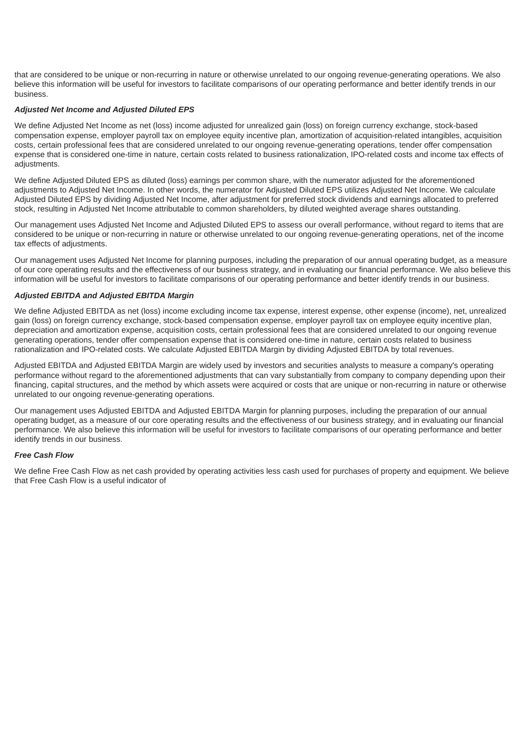that are considered to be unique or non-recurring in nature or otherwise unrelated to our ongoing revenue-generating operations. We also believe this information will be useful for investors to facilitate comparisons of our operating performance and better identify trends in our business.

***Adjusted Net Income and Adjusted Diluted EPS***

We define Adjusted Net Income as net (loss) income adjusted for unrealized gain (loss) on foreign currency exchange, stock-based compensation expense, employer payroll tax on employee equity incentive plan, amortization of acquisition-related intangibles, acquisition costs, certain professional fees that are considered unrelated to our ongoing revenue-generating operations, tender offer compensation expense that is considered one-time in nature, certain costs related to business rationalization, IPO-related costs and income tax effects of adjustments.

We define Adjusted Diluted EPS as diluted (loss) earnings per common share, with the numerator adjusted for the aforementioned adjustments to Adjusted Net Income. In other words, the numerator for Adjusted Diluted EPS utilizes Adjusted Net Income. We calculate Adjusted Diluted EPS by dividing Adjusted Net Income, after adjustment for preferred stock dividends and earnings allocated to preferred stock, resulting in Adjusted Net Income attributable to common shareholders, by diluted weighted average shares outstanding.

Our management uses Adjusted Net Income and Adjusted Diluted EPS to assess our overall performance, without regard to items that are considered to be unique or non-recurring in nature or otherwise unrelated to our ongoing revenue-generating operations, net of the income tax effects of adjustments.

Our management uses Adjusted Net Income for planning purposes, including the preparation of our annual operating budget, as a measure of our core operating results and the effectiveness of our business strategy, and in evaluating our financial performance. We also believe this information will be useful for investors to facilitate comparisons of our operating performance and better identify trends in our business.

***Adjusted EBITDA and Adjusted EBITDA Margin***

We define Adjusted EBITDA as net (loss) income excluding income tax expense, interest expense, other expense (income), net, unrealized gain (loss) on foreign currency exchange, stock-based compensation expense, employer payroll tax on employee equity incentive plan, depreciation and amortization expense, acquisition costs, certain professional fees that are considered unrelated to our ongoing revenue generating operations, tender offer compensation expense that is considered one-time in nature, certain costs related to business rationalization and IPO-related costs. We calculate Adjusted EBITDA Margin by dividing Adjusted EBITDA by total revenues.

Adjusted EBITDA and Adjusted EBITDA Margin are widely used by investors and securities analysts to measure a company's operating performance without regard to the aforementioned adjustments that can vary substantially from company to company depending upon their financing, capital structures, and the method by which assets were acquired or costs that are unique or non-recurring in nature or otherwise unrelated to our ongoing revenue-generating operations.

Our management uses Adjusted EBITDA and Adjusted EBITDA Margin for planning purposes, including the preparation of our annual operating budget, as a measure of our core operating results and the effectiveness of our business strategy, and in evaluating our financial performance. We also believe this information will be useful for investors to facilitate comparisons of our operating performance and better identify trends in our business.

***Free Cash Flow***

We define Free Cash Flow as net cash provided by operating activities less cash used for purchases of property and equipment. We believe that Free Cash Flow is a useful indicator of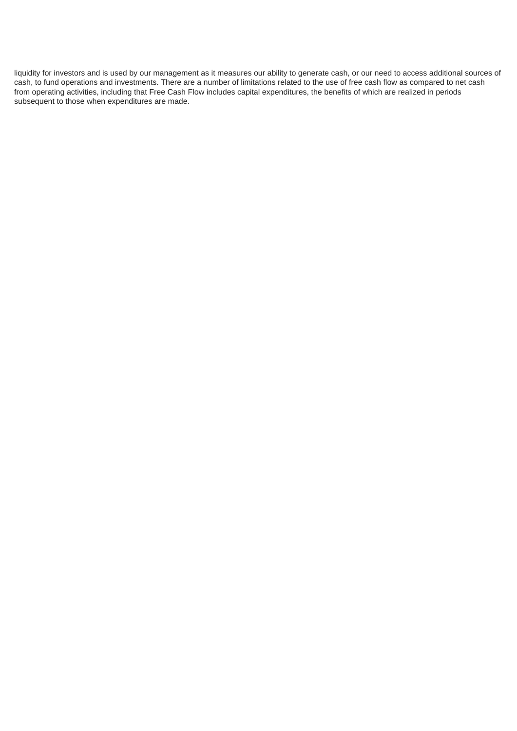liquidity for investors and is used by our management as it measures our ability to generate cash, or our need to access additional sources of cash, to fund operations and investments. There are a number of limitations related to the use of free cash flow as compared to net cash from operating activities, including that Free Cash Flow includes capital expenditures, the benefits of which are realized in periods subsequent to those when expenditures are made.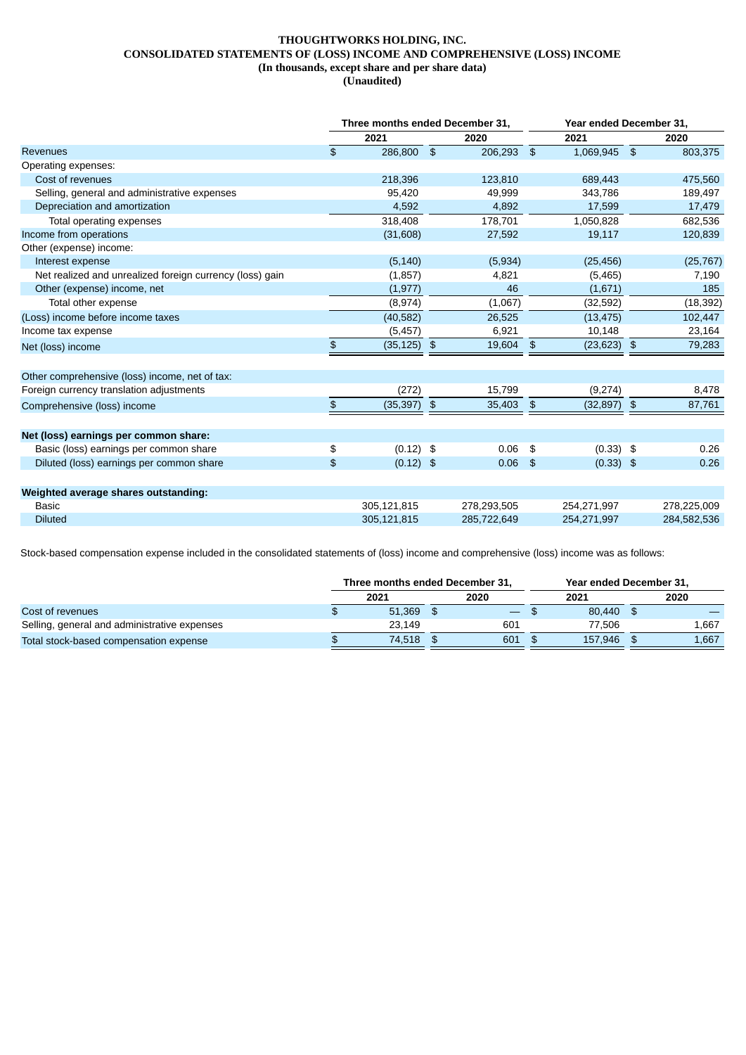**THOUGHTWORKS HOLDING, INC.**
**CONSOLIDATED STATEMENTS OF (LOSS) INCOME AND COMPREHENSIVE (LOSS) INCOME**
**(In thousands, except share and per share data)**
**(Unaudited)**

| | Three months ended December 31, | | Year ended December 31, | |
|---|---|---|---|---|
| | 2021 | 2020 | 2021 | 2020 |
| Revenues | $ 286,800 | $ 206,293 | $ 1,069,945 | $ 803,375 |
| Operating expenses: | | | | |
| Cost of revenues | 218,396 | 123,810 | 689,443 | 475,560 |
| Selling, general and administrative expenses | 95,420 | 49,999 | 343,786 | 189,497 |
| Depreciation and amortization | 4,592 | 4,892 | 17,599 | 17,479 |
| Total operating expenses | 318,408 | 178,701 | 1,050,828 | 682,536 |
| Income from operations | (31,608) | 27,592 | 19,117 | 120,839 |
| Other (expense) income: | | | | |
| Interest expense | (5,140) | (5,934) | (25,456) | (25,767) |
| Net realized and unrealized foreign currency (loss) gain | (1,857) | 4,821 | (5,465) | 7,190 |
| Other (expense) income, net | (1,977) | 46 | (1,671) | 185 |
| Total other expense | (8,974) | (1,067) | (32,592) | (18,392) |
| (Loss) income before income taxes | (40,582) | 26,525 | (13,475) | 102,447 |
| Income tax expense | (5,457) | 6,921 | 10,148 | 23,164 |
| Net (loss) income | $ (35,125) | $ 19,604 | $ (23,623) | $ 79,283 |
| | | | | |
| Other comprehensive (loss) income, net of tax: | | | | |
| Foreign currency translation adjustments | (272) | 15,799 | (9,274) | 8,478 |
| Comprehensive (loss) income | $ (35,397) | $ 35,403 | $ (32,897) | $ 87,761 |
| | | | | |
| **Net (loss) earnings per common share:** | | | | |
| Basic (loss) earnings per common share | $ (0.12) | $ 0.06 | $ (0.33) | $ 0.26 |
| Diluted (loss) earnings per common share | $ (0.12) | $ 0.06 | $ (0.33) | $ 0.26 |
| | | | | |
| **Weighted average shares outstanding:** | | | | |
| Basic | 305,121,815 | 278,293,505 | 254,271,997 | 278,225,009 |
| Diluted | 305,121,815 | 285,722,649 | 254,271,997 | 284,582,536 |

Stock-based compensation expense included in the consolidated statements of (loss) income and comprehensive (loss) income was as follows:

| | Three months ended December 31, | | Year ended December 31, | |
|---|---|---|---|---|
| | 2021 | 2020 | 2021 | 2020 |
| Cost of revenues | $ 51,369 | $ — | $ 80,440 | $ — |
| Selling, general and administrative expenses | 23,149 | 601 | 77,506 | 1,667 |
| Total stock-based compensation expense | $ 74,518 | $ 601 | $ 157,946 | $ 1,667 |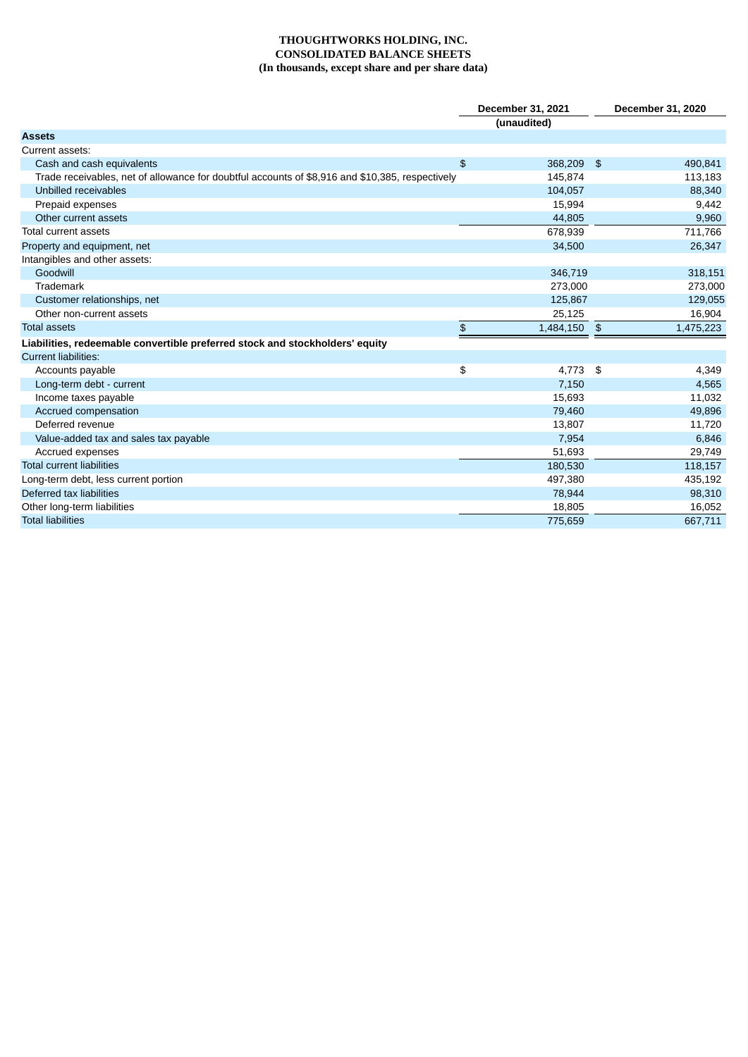**THOUGHTWORKS HOLDING, INC.**
**CONSOLIDATED BALANCE SHEETS**
**(In thousands, except share and per share data)**

| | December 31, 2021 | December 31, 2020 |
|---|---|---|
| | (unaudited) | |
| **Assets** | | |
| Current assets: | | |
| Cash and cash equivalents | $ 368,209 | $ 490,841 |
| Trade receivables, net of allowance for doubtful accounts of $8,916 and $10,385, respectively | 145,874 | 113,183 |
| Unbilled receivables | 104,057 | 88,340 |
| Prepaid expenses | 15,994 | 9,442 |
| Other current assets | 44,805 | 9,960 |
| Total current assets | 678,939 | 711,766 |
| Property and equipment, net | 34,500 | 26,347 |
| Intangibles and other assets: | | |
| Goodwill | 346,719 | 318,151 |
| Trademark | 273,000 | 273,000 |
| Customer relationships, net | 125,867 | 129,055 |
| Other non-current assets | 25,125 | 16,904 |
| Total assets | $ 1,484,150 | $ 1,475,223 |
| **Liabilities, redeemable convertible preferred stock and stockholders' equity** | | |
| Current liabilities: | | |
| Accounts payable | $ 4,773 | $ 4,349 |
| Long-term debt - current | 7,150 | 4,565 |
| Income taxes payable | 15,693 | 11,032 |
| Accrued compensation | 79,460 | 49,896 |
| Deferred revenue | 13,807 | 11,720 |
| Value-added tax and sales tax payable | 7,954 | 6,846 |
| Accrued expenses | 51,693 | 29,749 |
| Total current liabilities | 180,530 | 118,157 |
| Long-term debt, less current portion | 497,380 | 435,192 |
| Deferred tax liabilities | 78,944 | 98,310 |
| Other long-term liabilities | 18,805 | 16,052 |
| Total liabilities | 775,659 | 667,711 |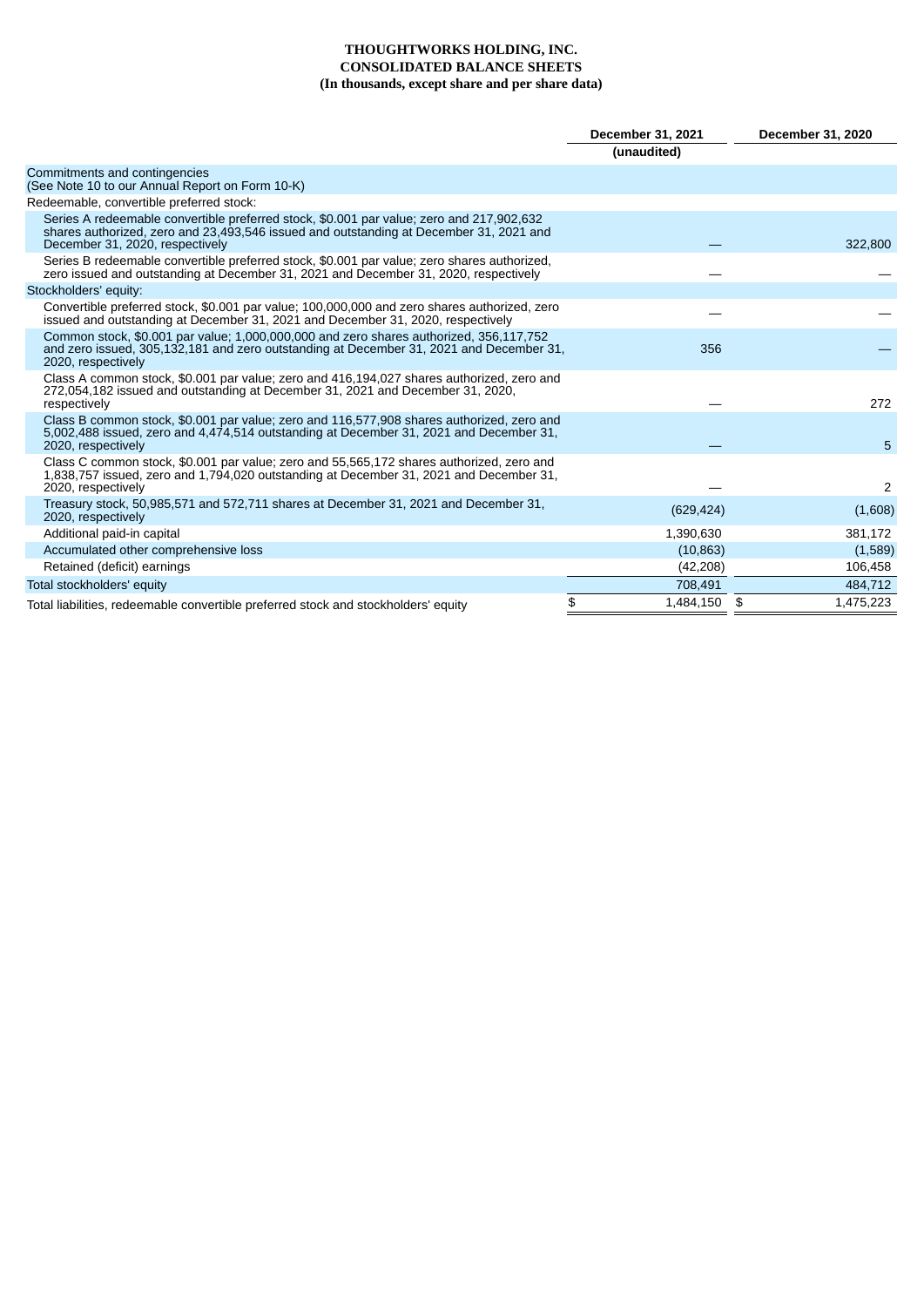**THOUGHTWORKS HOLDING, INC.**
**CONSOLIDATED BALANCE SHEETS**
**(In thousands, except share and per share data)**

| | December 31, 2021 | December 31, 2020 |
|---|---|---|
| | (unaudited) | |
| Commitments and contingencies (See Note 10 to our Annual Report on Form 10-K) | | |
| Redeemable, convertible preferred stock: | | |
| Series A redeemable convertible preferred stock, $0.001 par value; zero and 217,902,632 shares authorized, zero and 23,493,546 issued and outstanding at December 31, 2021 and December 31, 2020, respectively | — | 322,800 |
| Series B redeemable convertible preferred stock, $0.001 par value; zero shares authorized, zero issued and outstanding at December 31, 2021 and December 31, 2020, respectively | — | — |
| Stockholders' equity: | | |
| Convertible preferred stock, $0.001 par value; 100,000,000 and zero shares authorized, zero issued and outstanding at December 31, 2021 and December 31, 2020, respectively | — | — |
| Common stock, $0.001 par value; 1,000,000,000 and zero shares authorized, 356,117,752 and zero issued, 305,132,181 and zero outstanding at December 31, 2021 and December 31, 2020, respectively | 356 | — |
| Class A common stock, $0.001 par value; zero and 416,194,027 shares authorized, zero and 272,054,182 issued and outstanding at December 31, 2021 and December 31, 2020, respectively | — | 272 |
| Class B common stock, $0.001 par value; zero and 116,577,908 shares authorized, zero and 5,002,488 issued, zero and 4,474,514 outstanding at December 31, 2021 and December 31, 2020, respectively | — | 5 |
| Class C common stock, $0.001 par value; zero and 55,565,172 shares authorized, zero and 1,838,757 issued, zero and 1,794,020 outstanding at December 31, 2021 and December 31, 2020, respectively | — | 2 |
| Treasury stock, 50,985,571 and 572,711 shares at December 31, 2021 and December 31, 2020, respectively | (629,424) | (1,608) |
| Additional paid-in capital | 1,390,630 | 381,172 |
| Accumulated other comprehensive loss | (10,863) | (1,589) |
| Retained (deficit) earnings | (42,208) | 106,458 |
| Total stockholders' equity | 708,491 | 484,712 |
| Total liabilities, redeemable convertible preferred stock and stockholders' equity | $ 1,484,150 | $ 1,475,223 |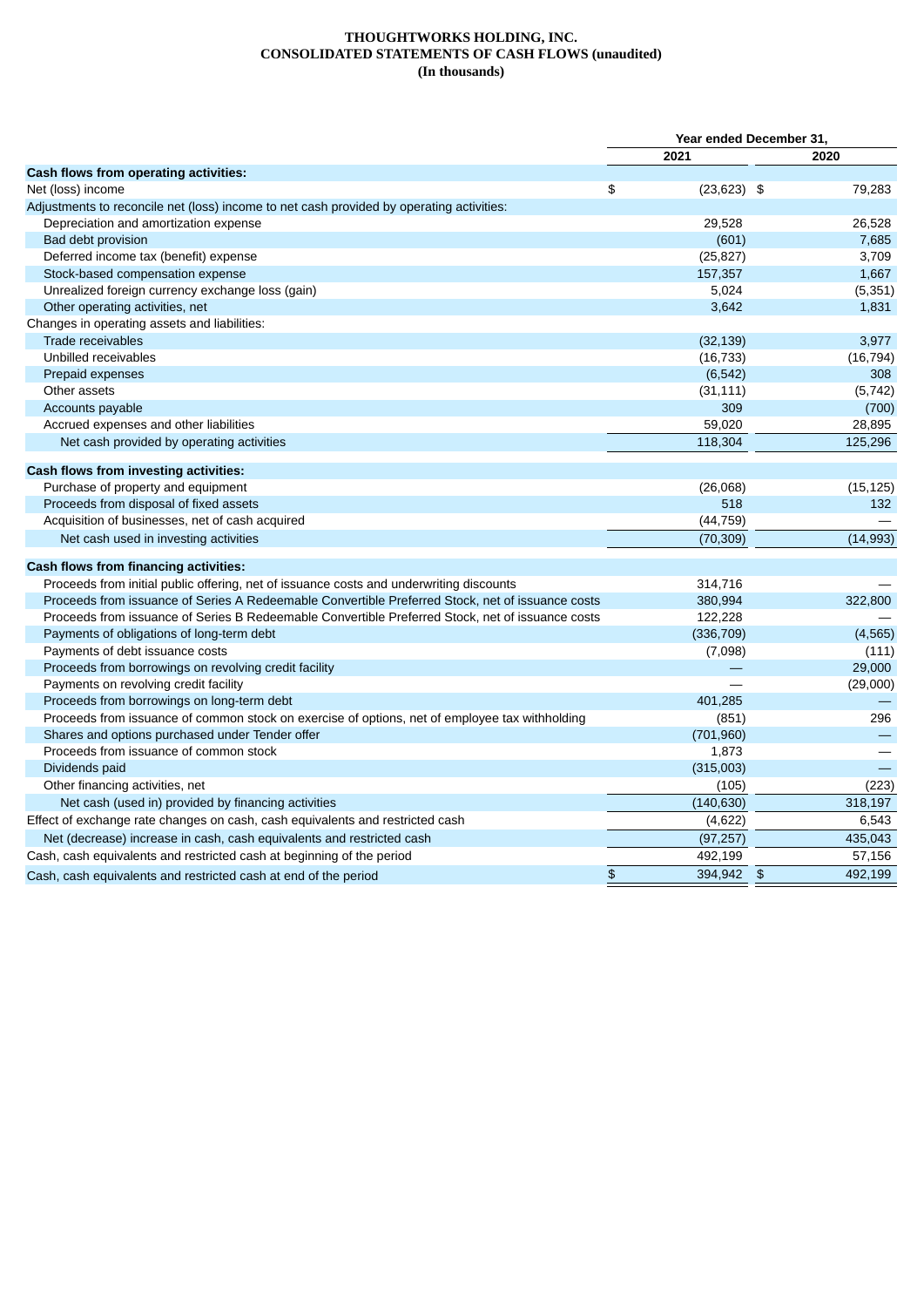**THOUGHTWORKS HOLDING, INC.**
**CONSOLIDATED STATEMENTS OF CASH FLOWS (unaudited)**
**(In thousands)**

| | Year ended December 31, | |
|---|---|---|
| | 2021 | 2020 |
| **Cash flows from operating activities:** | | |
| Net (loss) income | $ (23,623) | $ 79,283 |
| Adjustments to reconcile net (loss) income to net cash provided by operating activities: | | |
| Depreciation and amortization expense | 29,528 | 26,528 |
| Bad debt provision | (601) | 7,685 |
| Deferred income tax (benefit) expense | (25,827) | 3,709 |
| Stock-based compensation expense | 157,357 | 1,667 |
| Unrealized foreign currency exchange loss (gain) | 5,024 | (5,351) |
| Other operating activities, net | 3,642 | 1,831 |
| Changes in operating assets and liabilities: | | |
| Trade receivables | (32,139) | 3,977 |
| Unbilled receivables | (16,733) | (16,794) |
| Prepaid expenses | (6,542) | 308 |
| Other assets | (31,111) | (5,742) |
| Accounts payable | 309 | (700) |
| Accrued expenses and other liabilities | 59,020 | 28,895 |
| Net cash provided by operating activities | 118,304 | 125,296 |
| **Cash flows from investing activities:** | | |
| Purchase of property and equipment | (26,068) | (15,125) |
| Proceeds from disposal of fixed assets | 518 | 132 |
| Acquisition of businesses, net of cash acquired | (44,759) | — |
| Net cash used in investing activities | (70,309) | (14,993) |
| **Cash flows from financing activities:** | | |
| Proceeds from initial public offering, net of issuance costs and underwriting discounts | 314,716 | — |
| Proceeds from issuance of Series A Redeemable Convertible Preferred Stock, net of issuance costs | 380,994 | 322,800 |
| Proceeds from issuance of Series B Redeemable Convertible Preferred Stock, net of issuance costs | 122,228 | — |
| Payments of obligations of long-term debt | (336,709) | (4,565) |
| Payments of debt issuance costs | (7,098) | (111) |
| Proceeds from borrowings on revolving credit facility | — | 29,000 |
| Payments on revolving credit facility | — | (29,000) |
| Proceeds from borrowings on long-term debt | 401,285 | — |
| Proceeds from issuance of common stock on exercise of options, net of employee tax withholding | (851) | 296 |
| Shares and options purchased under Tender offer | (701,960) | — |
| Proceeds from issuance of common stock | 1,873 | — |
| Dividends paid | (315,003) | — |
| Other financing activities, net | (105) | (223) |
| Net cash (used in) provided by financing activities | (140,630) | 318,197 |
| Effect of exchange rate changes on cash, cash equivalents and restricted cash | (4,622) | 6,543 |
| Net (decrease) increase in cash, cash equivalents and restricted cash | (97,257) | 435,043 |
| Cash, cash equivalents and restricted cash at beginning of the period | 492,199 | 57,156 |
| Cash, cash equivalents and restricted cash at end of the period | $ 394,942 | $ 492,199 |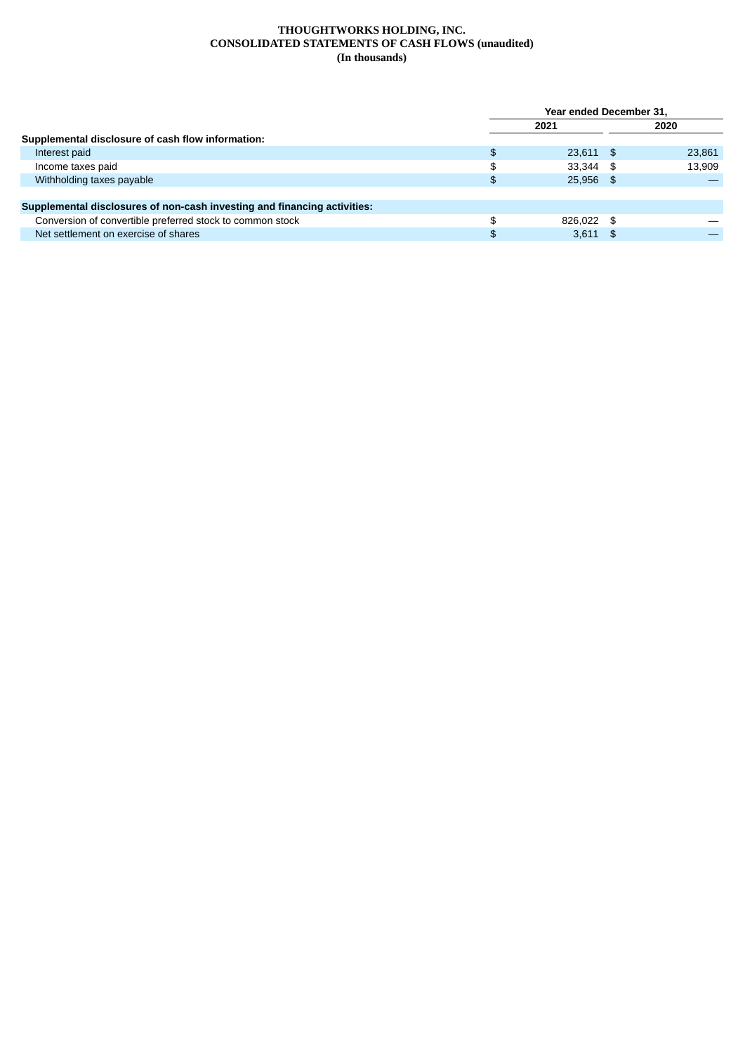**THOUGHTWORKS HOLDING, INC.**
**CONSOLIDATED STATEMENTS OF CASH FLOWS (unaudited)**
**(In thousands)**

| | Year ended December 31, | |
|---|---|---|
| | 2021 | 2020 |
| **Supplemental disclosure of cash flow information:** | | |
| Interest paid | $ 23,611 | $ 23,861 |
| Income taxes paid | $ 33,344 | $ 13,909 |
| Withholding taxes payable | $ 25,956 | $ — |
| **Supplemental disclosures of non-cash investing and financing activities:** | | |
| Conversion of convertible preferred stock to common stock | $ 826,022 | $ — |
| Net settlement on exercise of shares | $ 3,611 | $ — |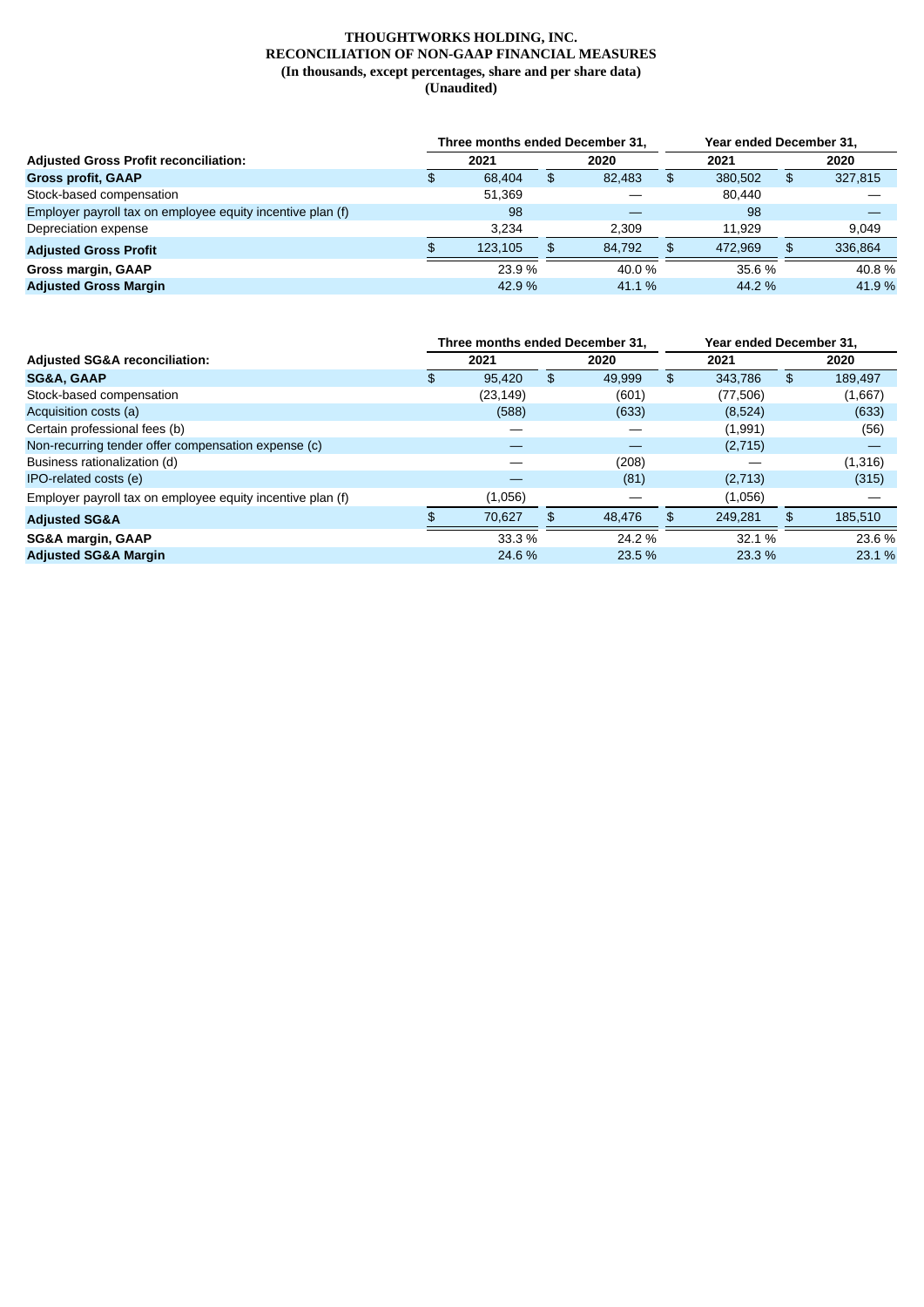**THOUGHTWORKS HOLDING, INC.**
**RECONCILIATION OF NON-GAAP FINANCIAL MEASURES**
**(In thousands, except percentages, share and per share data)**
**(Unaudited)**

| | Three months ended December 31, | | Year ended December 31, | |
|---|---|---|---|---|
| **Adjusted Gross Profit reconciliation:** | **2021** | **2020** | **2021** | **2020** |
| **Gross profit, GAAP** | $ 68,404 | $ 82,483 | $ 380,502 | $ 327,815 |
| Stock-based compensation | 51,369 | — | 80,440 | — |
| Employer payroll tax on employee equity incentive plan (f) | 98 | — | 98 | — |
| Depreciation expense | 3,234 | 2,309 | 11,929 | 9,049 |
| **Adjusted Gross Profit** | $ 123,105 | $ 84,792 | $ 472,969 | $ 336,864 |
| **Gross margin, GAAP** | 23.9 % | 40.0 % | 35.6 % | 40.8 % |
| **Adjusted Gross Margin** | 42.9 % | 41.1 % | 44.2 % | 41.9 % |

| | Three months ended December 31, | | Year ended December 31, | |
|---|---|---|---|---|
| **Adjusted SG&A reconciliation:** | **2021** | **2020** | **2021** | **2020** |
| **SG&A, GAAP** | $ 95,420 | $ 49,999 | $ 343,786 | $ 189,497 |
| Stock-based compensation | (23,149) | (601) | (77,506) | (1,667) |
| Acquisition costs (a) | (588) | (633) | (8,524) | (633) |
| Certain professional fees (b) | — | — | (1,991) | (56) |
| Non-recurring tender offer compensation expense (c) | — | — | (2,715) | — |
| Business rationalization (d) | — | (208) | — | (1,316) |
| IPO-related costs (e) | — | (81) | (2,713) | (315) |
| Employer payroll tax on employee equity incentive plan (f) | (1,056) | — | (1,056) | — |
| **Adjusted SG&A** | $ 70,627 | $ 48,476 | $ 249,281 | $ 185,510 |
| **SG&A margin, GAAP** | 33.3 % | 24.2 % | 32.1 % | 23.6 % |
| **Adjusted SG&A Margin** | 24.6 % | 23.5 % | 23.3 % | 23.1 % |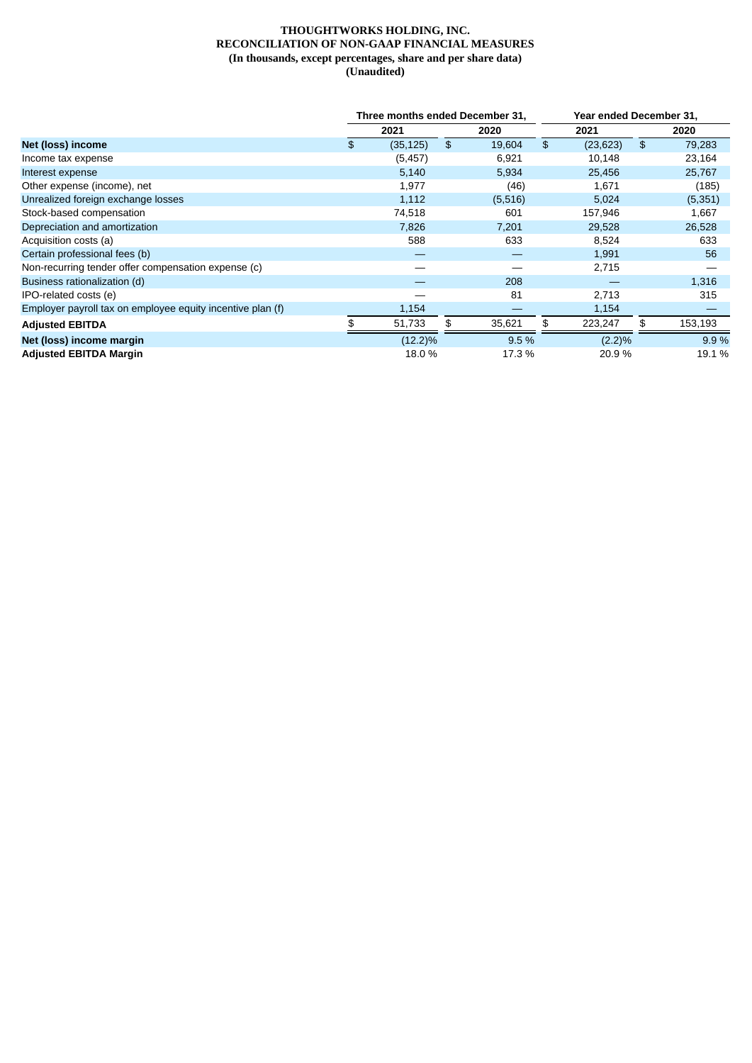**THOUGHTWORKS HOLDING, INC.**
**RECONCILIATION OF NON-GAAP FINANCIAL MEASURES**
**(In thousands, except percentages, share and per share data)**
**(Unaudited)**

| | Three months ended December 31, | | Year ended December 31, | |
|---|---|---|---|---|
| | 2021 | 2020 | 2021 | 2020 |
| **Net (loss) income** | $ (35,125) | $ 19,604 | $ (23,623) | $ 79,283 |
| Income tax expense | (5,457) | 6,921 | 10,148 | 23,164 |
| Interest expense | 5,140 | 5,934 | 25,456 | 25,767 |
| Other expense (income), net | 1,977 | (46) | 1,671 | (185) |
| Unrealized foreign exchange losses | 1,112 | (5,516) | 5,024 | (5,351) |
| Stock-based compensation | 74,518 | 601 | 157,946 | 1,667 |
| Depreciation and amortization | 7,826 | 7,201 | 29,528 | 26,528 |
| Acquisition costs (a) | 588 | 633 | 8,524 | 633 |
| Certain professional fees (b) | — | — | 1,991 | 56 |
| Non-recurring tender offer compensation expense (c) | — | — | 2,715 | — |
| Business rationalization (d) | — | 208 | — | 1,316 |
| IPO-related costs (e) | — | 81 | 2,713 | 315 |
| Employer payroll tax on employee equity incentive plan (f) | 1,154 | — | 1,154 | — |
| **Adjusted EBITDA** | $ 51,733 | $ 35,621 | $ 223,247 | $ 153,193 |
| **Net (loss) income margin** | (12.2)% | 9.5 % | (2.2)% | 9.9 % |
| **Adjusted EBITDA Margin** | 18.0 % | 17.3 % | 20.9 % | 19.1 % |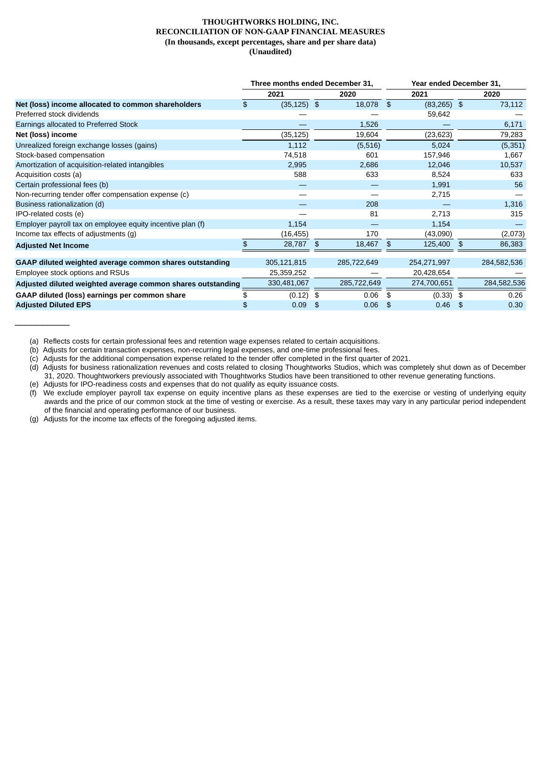**THOUGHTWORKS HOLDING, INC.**
**RECONCILIATION OF NON-GAAP FINANCIAL MEASURES**
**(In thousands, except percentages, share and per share data)**
**(Unaudited)**

| | Three months ended December 31, | | Year ended December 31, | |
|---|---|---|---|---|
| | 2021 | 2020 | 2021 | 2020 |
| **Net (loss) income allocated to common shareholders** | $ (35,125) | $ 18,078 | $ (83,265) | $ 73,112 |
| Preferred stock dividends | — | — | 59,642 | — |
| Earnings allocated to Preferred Stock | — | 1,526 | — | 6,171 |
| **Net (loss) income** | (35,125) | 19,604 | (23,623) | 79,283 |
| Unrealized foreign exchange losses (gains) | 1,112 | (5,516) | 5,024 | (5,351) |
| Stock-based compensation | 74,518 | 601 | 157,946 | 1,667 |
| Amortization of acquisition-related intangibles | 2,995 | 2,686 | 12,046 | 10,537 |
| Acquisition costs (a) | 588 | 633 | 8,524 | 633 |
| Certain professional fees (b) | — | — | 1,991 | 56 |
| Non-recurring tender offer compensation expense (c) | — | — | 2,715 | — |
| Business rationalization (d) | — | 208 | — | 1,316 |
| IPO-related costs (e) | — | 81 | 2,713 | 315 |
| Employer payroll tax on employee equity incentive plan (f) | 1,154 | — | 1,154 | — |
| Income tax effects of adjustments (g) | (16,455) | 170 | (43,090) | (2,073) |
| **Adjusted Net Income** | $ 28,787 | $ 18,467 | $ 125,400 | $ 86,383 |
| | | | | |
| **GAAP diluted weighted average common shares outstanding** | 305,121,815 | 285,722,649 | 254,271,997 | 284,582,536 |
| Employee stock options and RSUs | 25,359,252 | — | 20,428,654 | — |
| **Adjusted diluted weighted average common shares outstanding** | 330,481,067 | 285,722,649 | 274,700,651 | 284,582,536 |
| **GAAP diluted (loss) earnings per common share** | $ (0.12) | $ 0.06 | $ (0.33) | $ 0.26 |
| **Adjusted Diluted EPS** | $ 0.09 | $ 0.06 | $ 0.46 | $ 0.30 |

(a) Reflects costs for certain professional fees and retention wage expenses related to certain acquisitions.

(b) Adjusts for certain transaction expenses, non-recurring legal expenses, and one-time professional fees.

(c) Adjusts for the additional compensation expense related to the tender offer completed in the first quarter of 2021.

(d) Adjusts for business rationalization revenues and costs related to closing Thoughtworks Studios, which was completely shut down as of December 31, 2020. Thoughtworkers previously associated with Thoughtworks Studios have been transitioned to other revenue generating functions.

(e) Adjusts for IPO-readiness costs and expenses that do not qualify as equity issuance costs.

(f) We exclude employer payroll tax expense on equity incentive plans as these expenses are tied to the exercise or vesting of underlying equity awards and the price of our common stock at the time of vesting or exercise. As a result, these taxes may vary in any particular period independent of the financial and operating performance of our business.

(g) Adjusts for the income tax effects of the foregoing adjusted items.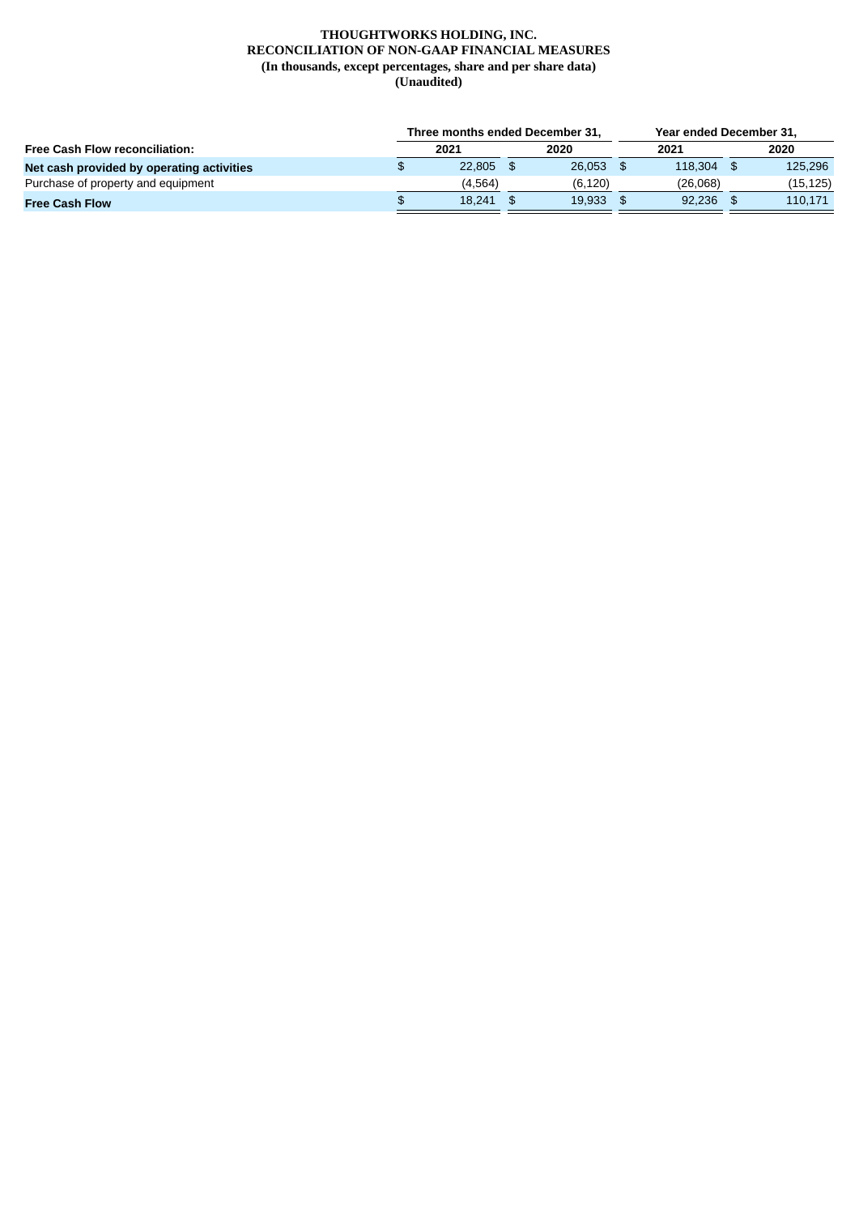**THOUGHTWORKS HOLDING, INC.**
**RECONCILIATION OF NON-GAAP FINANCIAL MEASURES**
**(In thousands, except percentages, share and per share data)**
**(Unaudited)**

| | Three months ended December 31, | | Year ended December 31, | |
|---|---|---|---|---|
| **Free Cash Flow reconciliation:** | **2021** | **2020** | **2021** | **2020** |
| **Net cash provided by operating activities** | $ 22,805 | $ 26,053 | $ 118,304 | $ 125,296 |
| Purchase of property and equipment | (4,564) | (6,120) | (26,068) | (15,125) |
| **Free Cash Flow** | $ 18,241 | $ 19,933 | $ 92,236 | $ 110,171 |